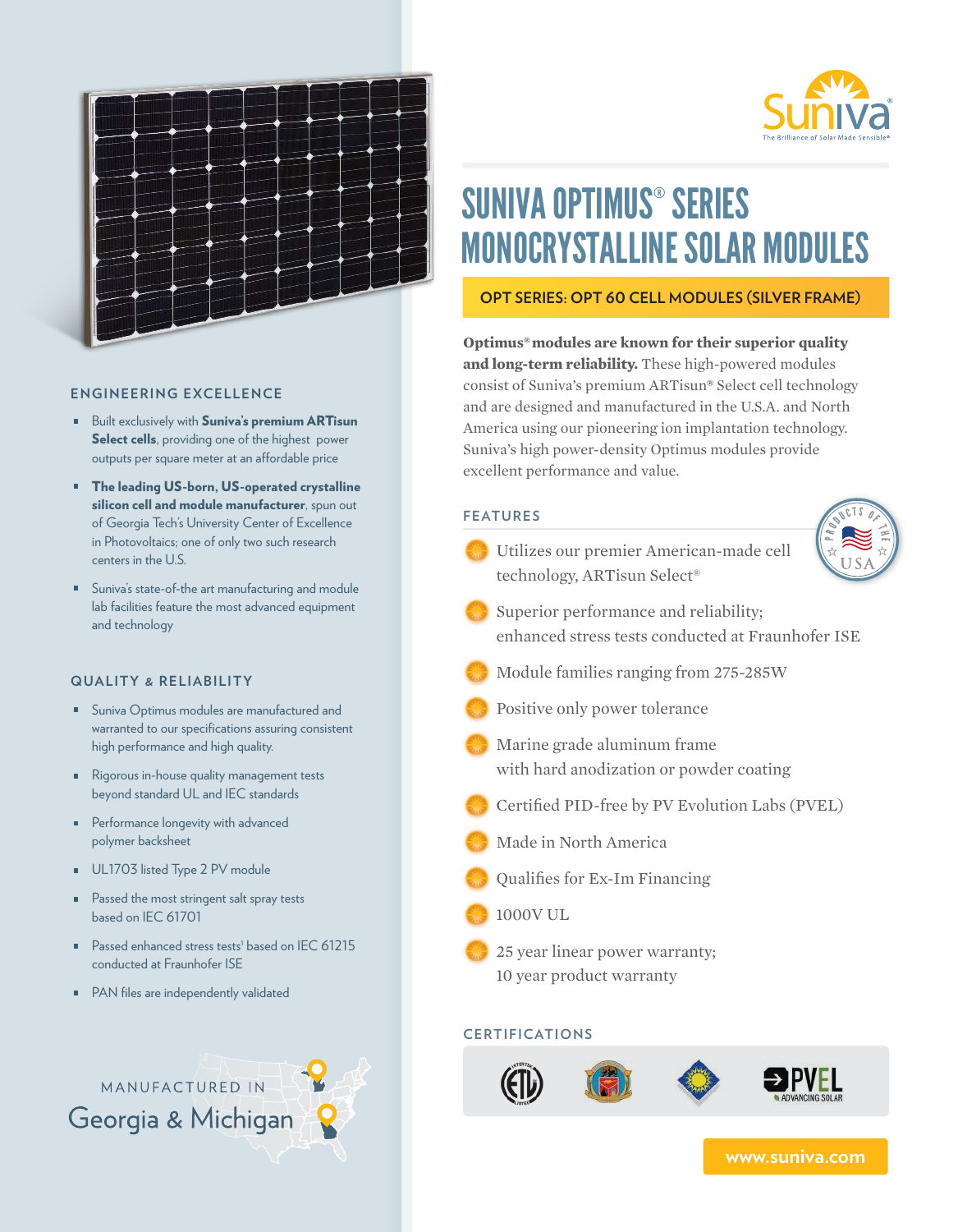Suniva
The Brilliance of Solar Made Sensible®

# SUNIVA OPTIMUS® SERIES MONOCRYSTALLINE SOLAR MODULES

## OPT SERIES: OPT 60 CELL MODULES (SILVER FRAME)

**Optimus® modules are known for their superior quality and long-term reliability.** These high-powered modules consist of Suniva's premium ARTisun® Select cell technology and are designed and manufactured in the U.S.A. and North America using our pioneering ion implantation technology. Suniva's high power-density Optimus modules provide excellent performance and value.

### FEATURES

- Utilizes our premier American-made cell technology, ARTisun Select®
- Superior performance and reliability; enhanced stress tests conducted at Fraunhofer ISE
- Module families ranging from 275-285W
- Positive only power tolerance
- Marine grade aluminum frame with hard anodization or powder coating
- Certified PID-free by PV Evolution Labs (PVEL)
- Made in North America
- Qualifies for Ex-Im Financing
- 1000V UL
- 25 year linear power warranty; 10 year product warranty

### ENGINEERING EXCELLENCE

- Built exclusively with **Suniva's premium ARTisun Select cells**, providing one of the highest power outputs per square meter at an affordable price
- **The leading US-born, US-operated crystalline silicon cell and module manufacturer**, spun out of Georgia Tech's University Center of Excellence in Photovoltaics; one of only two such research centers in the U.S.
- Suniva's state-of-the art manufacturing and module lab facilities feature the most advanced equipment and technology

### QUALITY & RELIABILITY

- Suniva Optimus modules are manufactured and warranted to our specifications assuring consistent high performance and high quality.
- Rigorous in-house quality management tests beyond standard UL and IEC standards
- Performance longevity with advanced polymer backsheet
- UL1703 listed Type 2 PV module
- Passed the most stringent salt spray tests based on IEC 61701
- Passed enhanced stress tests[1] based on IEC 61215 conducted at Fraunhofer ISE
- PAN files are independently validated

MANUFACTURED IN
Georgia & Michigan

### CERTIFICATIONS

PVEL ADVANCING SOLAR

www.suniva.com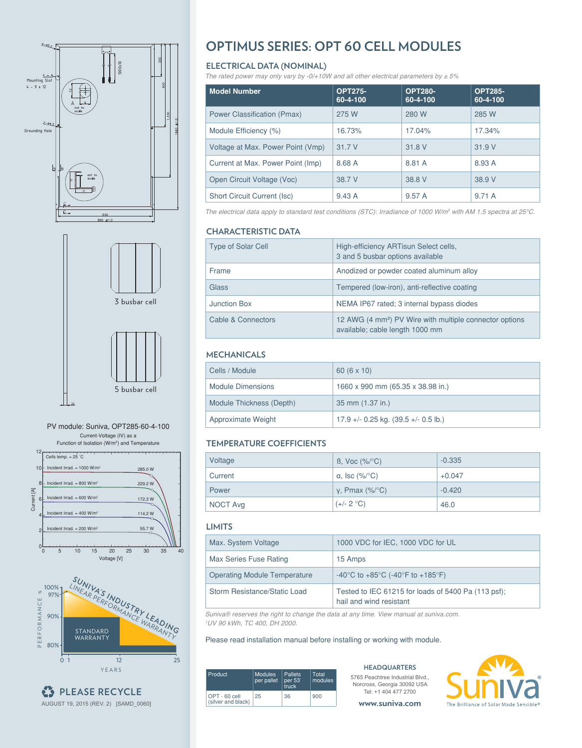# OPTIMUS SERIES: OPT 60 CELL MODULES

## ELECTRICAL DATA (NOMINAL)

*The rated power may only vary by -0/+10W and all other electrical parameters by ± 5%*

| Model Number | OPT275-60-4-100 | OPT280-60-4-100 | OPT285-60-4-100 |
|---|---|---|---|
| Power Classification (Pmax) | 275 W | 280 W | 285 W |
| Module Efficiency (%) | 16.73% | 17.04% | 17.34% |
| Voltage at Max. Power Point (Vmp) | 31.7 V | 31.8 V | 31.9 V |
| Current at Max. Power Point (Imp) | 8.68 A | 8.81 A | 8.93 A |
| Open Circuit Voltage (Voc) | 38.7 V | 38.8 V | 38.9 V |
| Short Circuit Current (Isc) | 9.43 A | 9.57 A | 9.71 A |

*The electrical data apply to standard test conditions (STC): Irradiance of 1000 W/m² with AM 1.5 spectra at 25°C.*

## CHARACTERISTIC DATA

| | |
|---|---|
| Type of Solar Cell | High-efficiency ARTisun Select cells, 3 and 5 busbar options available |
| Frame | Anodized or powder coated aluminum alloy |
| Glass | Tempered (low-iron), anti-reflective coating |
| Junction Box | NEMA IP67 rated; 3 internal bypass diodes |
| Cable & Connectors | 12 AWG (4 mm²) PV Wire with multiple connector options available; cable length 1000 mm |

## MECHANICALS

| | |
|---|---|
| Cells / Module | 60 (6 x 10) |
| Module Dimensions | 1660 x 990 mm (65.35 x 38.98 in.) |
| Module Thickness (Depth) | 35 mm (1.37 in.) |
| Approximate Weight | 17.9 +/- 0.25 kg. (39.5 +/- 0.5 lb.) |

## TEMPERATURE COEFFICIENTS

| | | |
|---|---|---|
| Voltage | β, Voc (%/°C) | -0.335 |
| Current | α, Isc (%/°C) | +0.047 |
| Power | γ, Pmax (%/°C) | -0.420 |
| NOCT Avg | (+/- 2 °C) | 46.0 |

## LIMITS

| | |
|---|---|
| Max. System Voltage | 1000 VDC for IEC, 1000 VDC for UL |
| Max Series Fuse Rating | 15 Amps |
| Operating Module Temperature | -40°C to +85°C (-40°F to +185°F) |
| Storm Resistance/Static Load | Tested to IEC 61215 for loads of 5400 Pa (113 psf); hail and wind resistant |

*Suniva® reserves the right to change the data at any time. View manual at suniva.com.*
*¹UV 90 kWh, TC 400, DH 2000.*

Please read installation manual before installing or working with module.

| Product | Modules per pallet | Pallets per 53' truck | Total modules |
|---|---|---|---|
| OPT - 60 cell (silver and black) | 25 | 36 | 900 |

**HEADQUARTERS**

5765 Peachtree Industrial Blvd., Norcross, Georgia 30092 USA
Tel: +1 404 477 2700

**www.suniva.com**

Suniva® The Brilliance of Solar Made Sensible®

Mounting Slot 4 - 9 x 12

Grounding Hole

4-Ø5.2

2-Ø4.2

not to scale

942

990 ±1.0

1660 ±1.0

1000±10

330

1,330

3 busbar cell

5 busbar cell

35

PV module: Suniva, OPT285-60-4-100

Current-Voltage (IV) as a Function of Isolation (W/m²) and Temperature

Cells temp. = 25 °C

Incident Irrad. = 1000 W/m² 285.0 W

Incident Irrad. = 800 W/m² 229.2 W

Incident Irrad. = 600 W/m² 172.3 W

Incident Irrad. = 400 W/m² 114.2 W

Incident Irrad. = 200 W/m² 55.7 W

Current [A]

Voltage [V]

SUNIVA'S INDUSTRY LEADING LINEAR PERFORMANCE WARRANTY

STANDARD WARRANTY

PERFORMANCE %

100%
97%
90%
80%

0 1 12 25

YEARS

PLEASE RECYCLE

AUGUST 19, 2015 (REV. 2) [SAMD_0060]